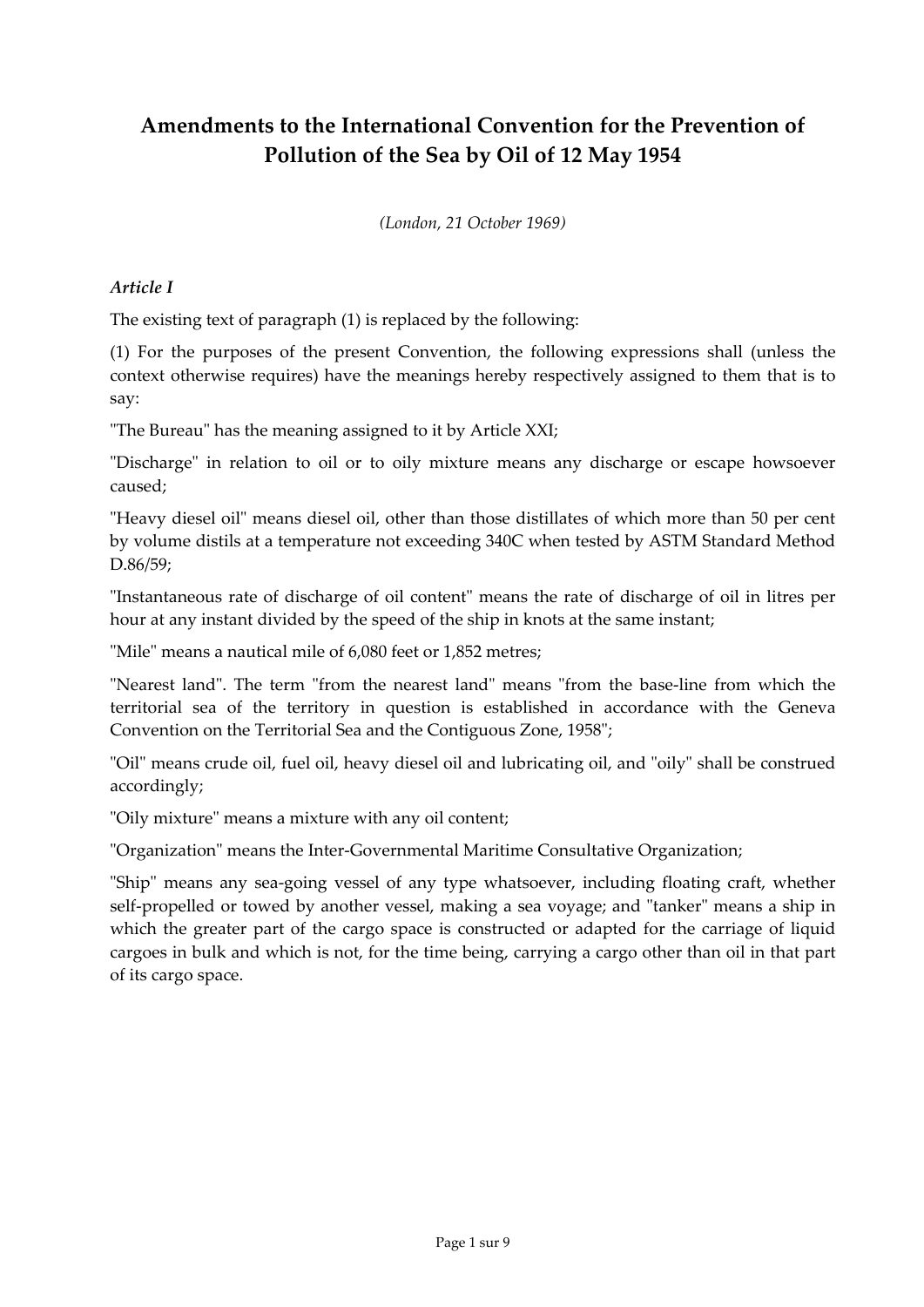# Amendments to the International Convention for the Prevention of Pollution of the Sea by Oil of 12 May 1954

*(London, 21 October 1969)*

### *Article I*

The existing text of paragraph (1) is replaced by the following:

(1) For the purposes of the present Convention, the following expressions shall (unless the context otherwise requires) have the meanings hereby respectively assigned to them that is to say:

"The Bureau" has the meaning assigned to it by Article XXI;

"Discharge" in relation to oil or to oily mixture means any discharge or escape howsoever caused;

"Heavy diesel oil" means diesel oil, other than those distillates of which more than 50 per cent by volume distils at a temperature not exceeding 340C when tested by ASTM Standard Method D.86/59;

"Instantaneous rate of discharge of oil content" means the rate of discharge of oil in litres per hour at any instant divided by the speed of the ship in knots at the same instant;

"Mile" means a nautical mile of 6,080 feet or 1,852 metres;

"Nearest land". The term "from the nearest land" means "from the base-line from which the territorial sea of the territory in question is established in accordance with the Geneva Convention on the Territorial Sea and the Contiguous Zone, 1958";

"Oil" means crude oil, fuel oil, heavy diesel oil and lubricating oil, and "oily" shall be construed accordingly;

"Oily mixture" means a mixture with any oil content;

"Organization" means the Inter-Governmental Maritime Consultative Organization;

"Ship" means any sea-going vessel of any type whatsoever, including floating craft, whether self-propelled or towed by another vessel, making a sea voyage; and "tanker" means a ship in which the greater part of the cargo space is constructed or adapted for the carriage of liquid cargoes in bulk and which is not, for the time being, carrying a cargo other than oil in that part of its cargo space.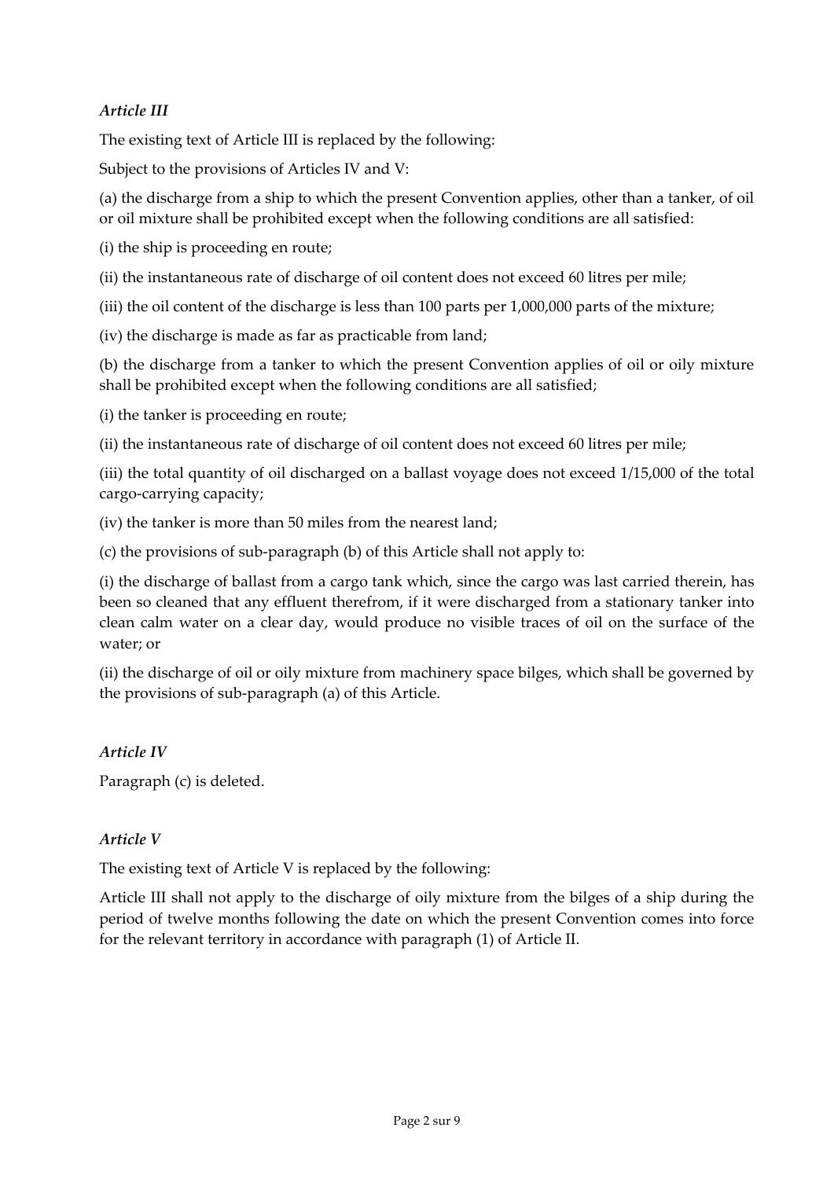*Article III*

The existing text of Article III is replaced by the following:

Subject to the provisions of Articles IV and V:

(a) the discharge from a ship to which the present Convention applies, other than a tanker, of oil or oil mixture shall be prohibited except when the following conditions are all satisfied:

(i) the ship is proceeding en route;

(ii) the instantaneous rate of discharge of oil content does not exceed 60 litres per mile;

(iii) the oil content of the discharge is less than 100 parts per 1,000,000 parts of the mixture;

(iv) the discharge is made as far as practicable from land;

(b) the discharge from a tanker to which the present Convention applies of oil or oily mixture shall be prohibited except when the following conditions are all satisfied;

(i) the tanker is proceeding en route;

(ii) the instantaneous rate of discharge of oil content does not exceed 60 litres per mile;

(iii) the total quantity of oil discharged on a ballast voyage does not exceed 1/15,000 of the total cargo-carrying capacity;

(iv) the tanker is more than 50 miles from the nearest land;

(c) the provisions of sub-paragraph (b) of this Article shall not apply to:

(i) the discharge of ballast from a cargo tank which, since the cargo was last carried therein, has been so cleaned that any effluent therefrom, if it were discharged from a stationary tanker into clean calm water on a clear day, would produce no visible traces of oil on the surface of the water; or

(ii) the discharge of oil or oily mixture from machinery space bilges, which shall be governed by the provisions of sub-paragraph (a) of this Article.

*Article IV*

Paragraph (c) is deleted.

*Article V*

The existing text of Article V is replaced by the following:

Article III shall not apply to the discharge of oily mixture from the bilges of a ship during the period of twelve months following the date on which the present Convention comes into force for the relevant territory in accordance with paragraph (1) of Article II.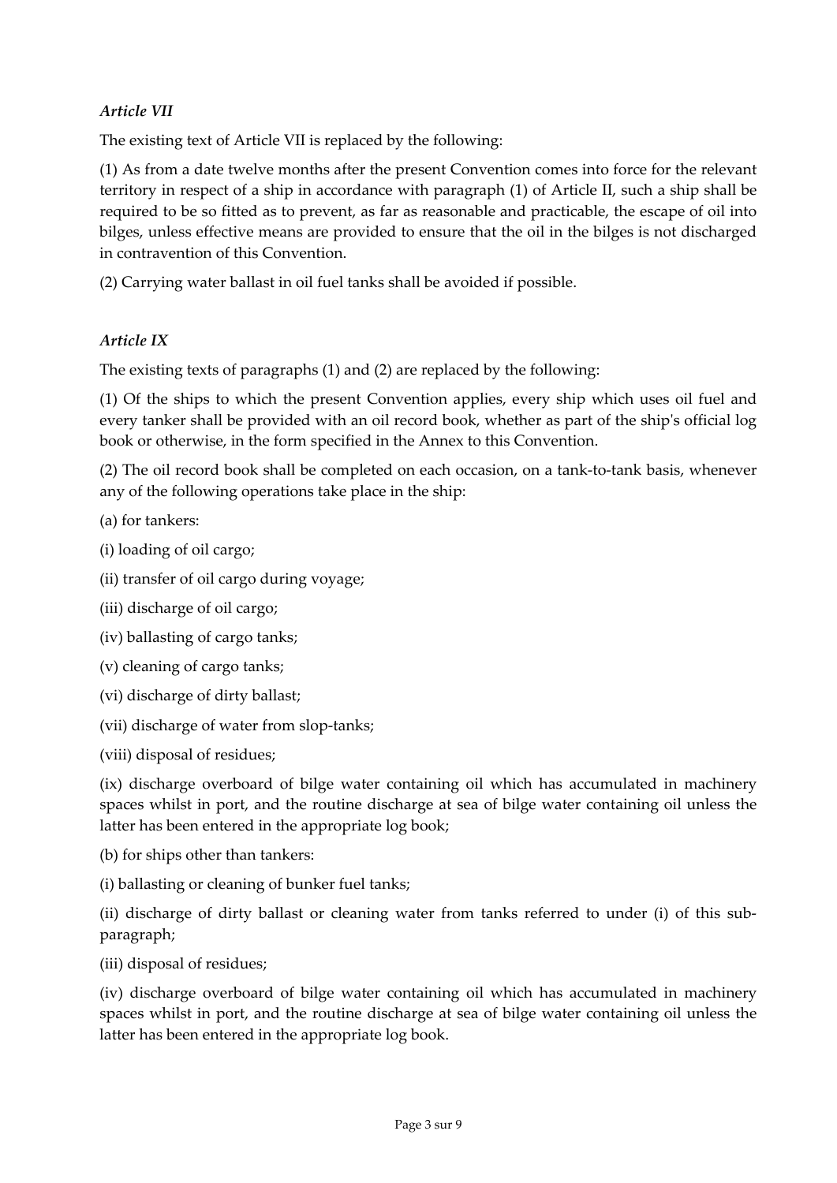*Article VII*

The existing text of Article VII is replaced by the following:

(1) As from a date twelve months after the present Convention comes into force for the relevant territory in respect of a ship in accordance with paragraph (1) of Article II, such a ship shall be required to be so fitted as to prevent, as far as reasonable and practicable, the escape of oil into bilges, unless effective means are provided to ensure that the oil in the bilges is not discharged in contravention of this Convention.

(2) Carrying water ballast in oil fuel tanks shall be avoided if possible.

*Article IX*

The existing texts of paragraphs (1) and (2) are replaced by the following:

(1) Of the ships to which the present Convention applies, every ship which uses oil fuel and every tanker shall be provided with an oil record book, whether as part of the ship's official log book or otherwise, in the form specified in the Annex to this Convention.

(2) The oil record book shall be completed on each occasion, on a tank-to-tank basis, whenever any of the following operations take place in the ship:

(a) for tankers:

(i) loading of oil cargo;

(ii) transfer of oil cargo during voyage;

(iii) discharge of oil cargo;

(iv) ballasting of cargo tanks;

(v) cleaning of cargo tanks;

(vi) discharge of dirty ballast;

(vii) discharge of water from slop-tanks;

(viii) disposal of residues;

(ix) discharge overboard of bilge water containing oil which has accumulated in machinery spaces whilst in port, and the routine discharge at sea of bilge water containing oil unless the latter has been entered in the appropriate log book;

(b) for ships other than tankers:

(i) ballasting or cleaning of bunker fuel tanks;

(ii) discharge of dirty ballast or cleaning water from tanks referred to under (i) of this sub-paragraph;

(iii) disposal of residues;

(iv) discharge overboard of bilge water containing oil which has accumulated in machinery spaces whilst in port, and the routine discharge at sea of bilge water containing oil unless the latter has been entered in the appropriate log book.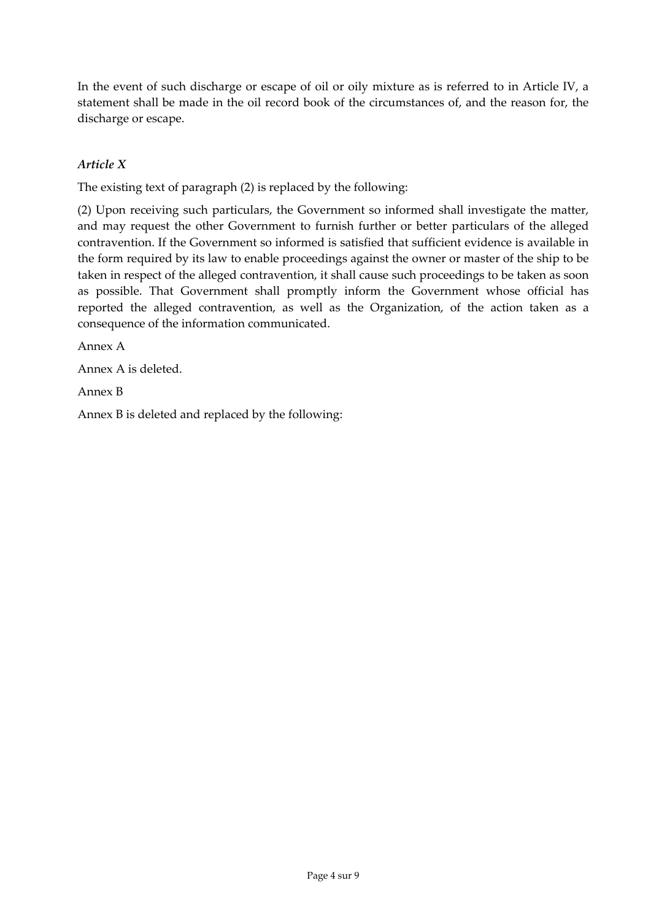In the event of such discharge or escape of oil or oily mixture as is referred to in Article IV, a statement shall be made in the oil record book of the circumstances of, and the reason for, the discharge or escape.

*Article X*

The existing text of paragraph (2) is replaced by the following:

(2) Upon receiving such particulars, the Government so informed shall investigate the matter, and may request the other Government to furnish further or better particulars of the alleged contravention. If the Government so informed is satisfied that sufficient evidence is available in the form required by its law to enable proceedings against the owner or master of the ship to be taken in respect of the alleged contravention, it shall cause such proceedings to be taken as soon as possible. That Government shall promptly inform the Government whose official has reported the alleged contravention, as well as the Organization, of the action taken as a consequence of the information communicated.

Annex A

Annex A is deleted.

Annex B

Annex B is deleted and replaced by the following: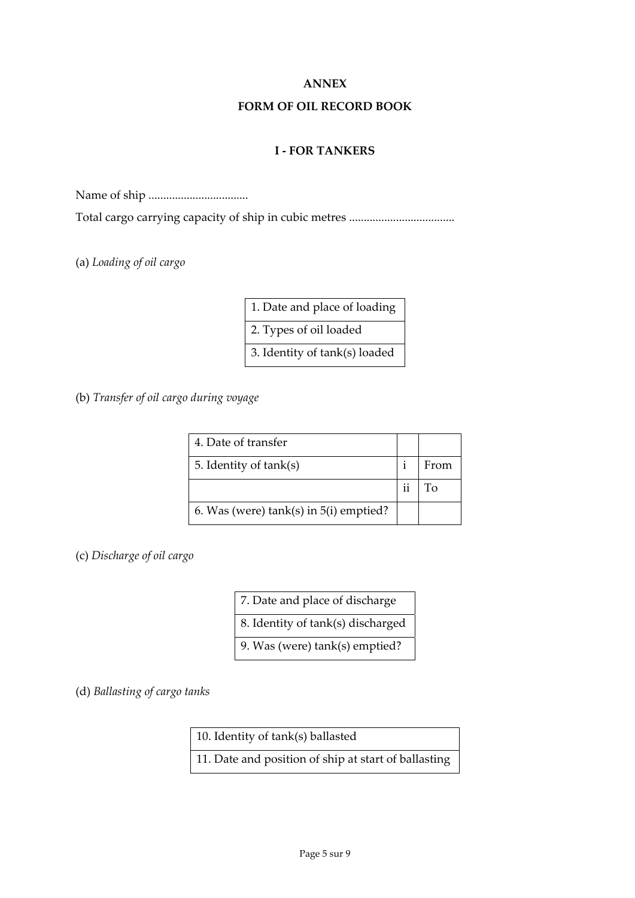# ANNEX

## FORM OF OIL RECORD BOOK

### I - FOR TANKERS

Name of ship ..................................

Total cargo carrying capacity of ship in cubic metres ....................................

(a) *Loading of oil cargo*

| 1. Date and place of loading |
|---|
| 2. Types of oil loaded |
| 3. Identity of tank(s) loaded |

(b) *Transfer of oil cargo during voyage*

| 4. Date of transfer | | |
|---|---|---|
| 5. Identity of tank(s) | i | From |
| | ii | To |
| 6. Was (were) tank(s) in 5(i) emptied? | | |

(c) *Discharge of oil cargo*

| 7. Date and place of discharge |
|---|
| 8. Identity of tank(s) discharged |
| 9. Was (were) tank(s) emptied? |

(d) *Ballasting of cargo tanks*

| 10. Identity of tank(s) ballasted |
|---|
| 11. Date and position of ship at start of ballasting |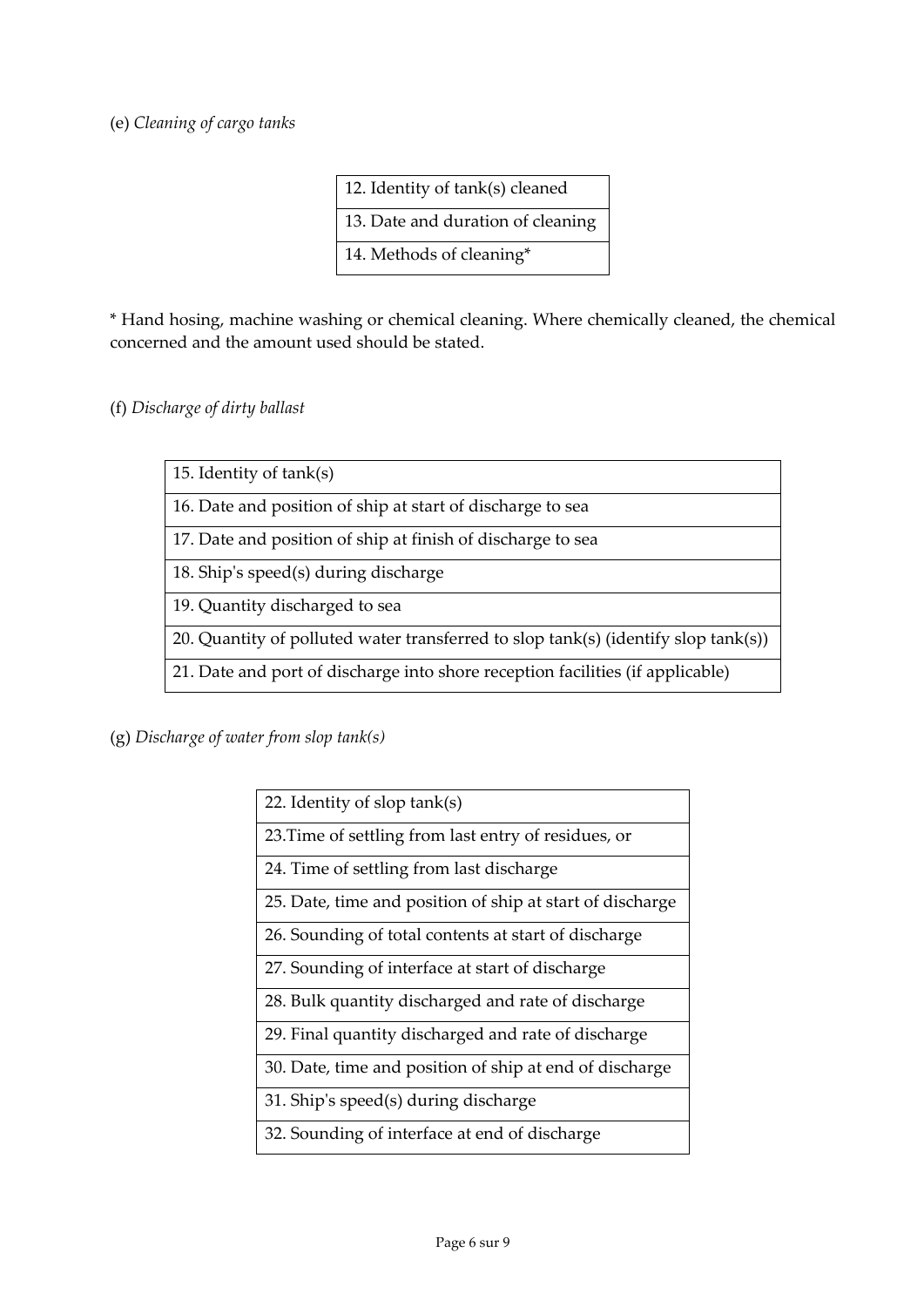(e) *Cleaning of cargo tanks*

| 12. Identity of tank(s) cleaned |
|---|
| 13. Date and duration of cleaning |
| 14. Methods of cleaning* |

* Hand hosing, machine washing or chemical cleaning. Where chemically cleaned, the chemical concerned and the amount used should be stated.

(f) *Discharge of dirty ballast*

| 15. Identity of tank(s) |
|---|
| 16. Date and position of ship at start of discharge to sea |
| 17. Date and position of ship at finish of discharge to sea |
| 18. Ship's speed(s) during discharge |
| 19. Quantity discharged to sea |
| 20. Quantity of polluted water transferred to slop tank(s) (identify slop tank(s)) |
| 21. Date and port of discharge into shore reception facilities (if applicable) |

(g) *Discharge of water from slop tank(s)*

| 22. Identity of slop tank(s) |
|---|
| 23.Time of settling from last entry of residues, or |
| 24. Time of settling from last discharge |
| 25. Date, time and position of ship at start of discharge |
| 26. Sounding of total contents at start of discharge |
| 27. Sounding of interface at start of discharge |
| 28. Bulk quantity discharged and rate of discharge |
| 29. Final quantity discharged and rate of discharge |
| 30. Date, time and position of ship at end of discharge |
| 31. Ship's speed(s) during discharge |
| 32. Sounding of interface at end of discharge |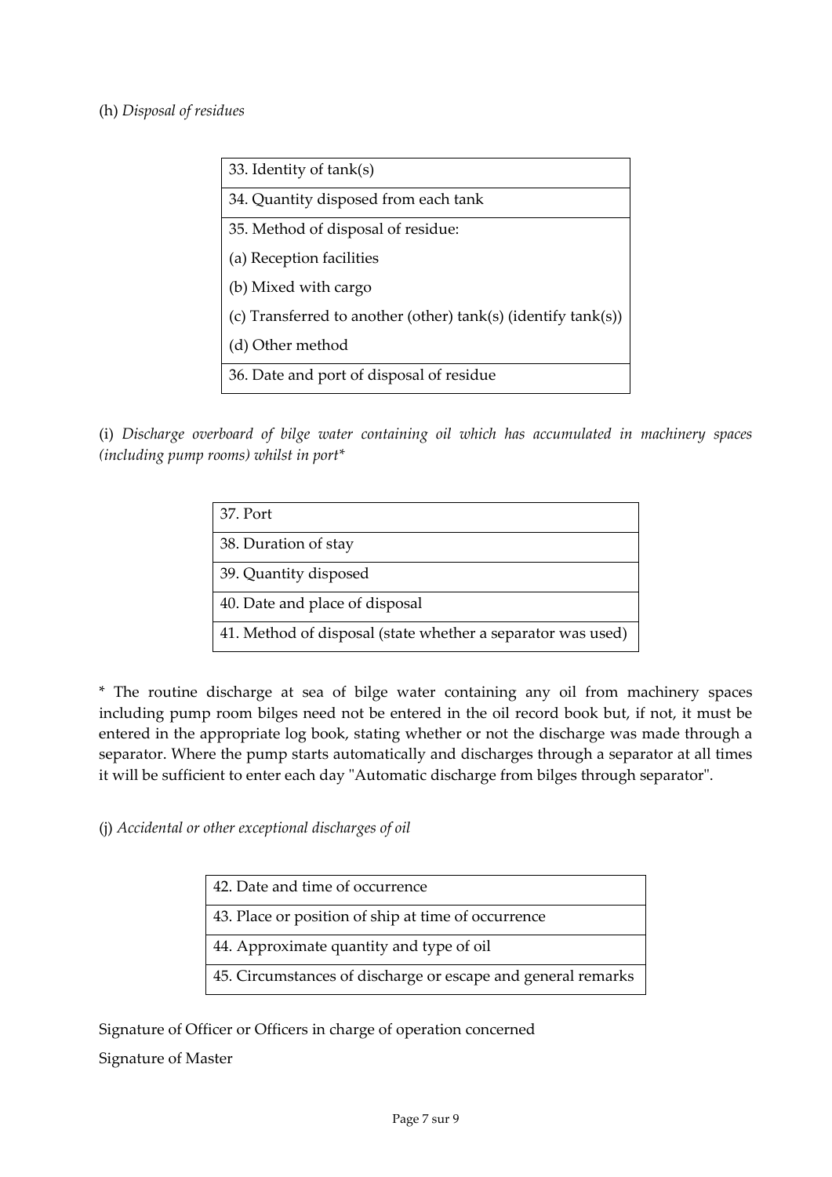(h) *Disposal of residues*

| 33. Identity of tank(s) |
|---|
| 34. Quantity disposed from each tank |
| 35. Method of disposal of residue:<br>(a) Reception facilities<br>(b) Mixed with cargo<br>(c) Transferred to another (other) tank(s) (identify tank(s))<br>(d) Other method |
| 36. Date and port of disposal of residue |

(i) *Discharge overboard of bilge water containing oil which has accumulated in machinery spaces (including pump rooms) whilst in port**

| 37. Port |
|---|
| 38. Duration of stay |
| 39. Quantity disposed |
| 40. Date and place of disposal |
| 41. Method of disposal (state whether a separator was used) |

* The routine discharge at sea of bilge water containing any oil from machinery spaces including pump room bilges need not be entered in the oil record book but, if not, it must be entered in the appropriate log book, stating whether or not the discharge was made through a separator. Where the pump starts automatically and discharges through a separator at all times it will be sufficient to enter each day "Automatic discharge from bilges through separator".

(j) *Accidental or other exceptional discharges of oil*

| 42. Date and time of occurrence |
|---|
| 43. Place or position of ship at time of occurrence |
| 44. Approximate quantity and type of oil |
| 45. Circumstances of discharge or escape and general remarks |

Signature of Officer or Officers in charge of operation concerned

Signature of Master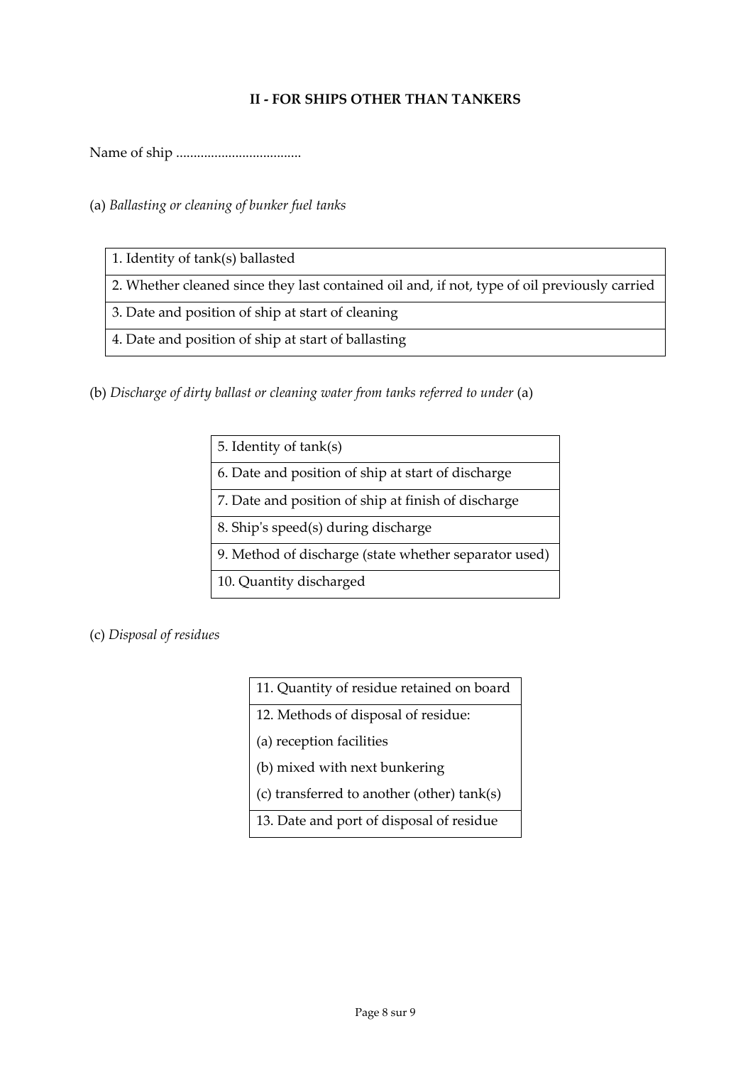### II - FOR SHIPS OTHER THAN TANKERS

Name of ship ....................................

(a) *Ballasting or cleaning of bunker fuel tanks*

| 1. Identity of tank(s) ballasted |
|---|
| 2. Whether cleaned since they last contained oil and, if not, type of oil previously carried |
| 3. Date and position of ship at start of cleaning |
| 4. Date and position of ship at start of ballasting |

(b) *Discharge of dirty ballast or cleaning water from tanks referred to under* (a)

| 5. Identity of tank(s) |
|---|
| 6. Date and position of ship at start of discharge |
| 7. Date and position of ship at finish of discharge |
| 8. Ship's speed(s) during discharge |
| 9. Method of discharge (state whether separator used) |
| 10. Quantity discharged |

(c) *Disposal of residues*

| 11. Quantity of residue retained on board |
|---|
| 12. Methods of disposal of residue:<br>(a) reception facilities<br>(b) mixed with next bunkering<br>(c) transferred to another (other) tank(s) |
| 13. Date and port of disposal of residue |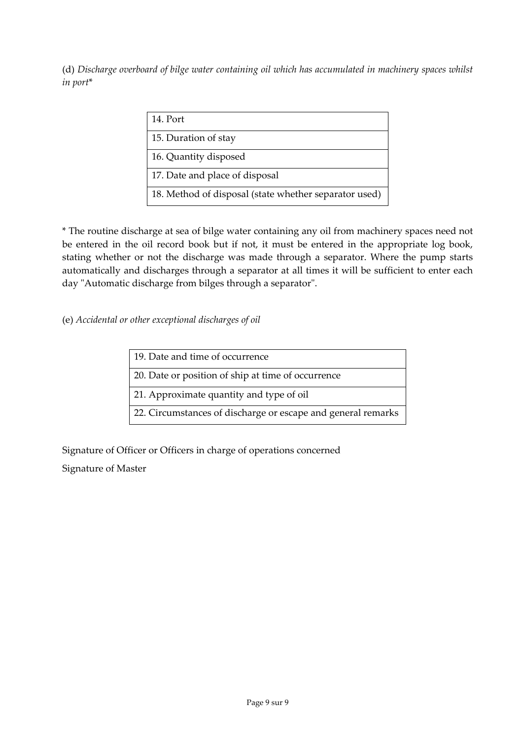(d) *Discharge overboard of bilge water containing oil which has accumulated in machinery spaces whilst in port**

| |
|---|
| 14. Port |
| 15. Duration of stay |
| 16. Quantity disposed |
| 17. Date and place of disposal |
| 18. Method of disposal (state whether separator used) |

* The routine discharge at sea of bilge water containing any oil from machinery spaces need not be entered in the oil record book but if not, it must be entered in the appropriate log book, stating whether or not the discharge was made through a separator. Where the pump starts automatically and discharges through a separator at all times it will be sufficient to enter each day "Automatic discharge from bilges through a separator".

(e) *Accidental or other exceptional discharges of oil*

| |
|---|
| 19. Date and time of occurrence |
| 20. Date or position of ship at time of occurrence |
| 21. Approximate quantity and type of oil |
| 22. Circumstances of discharge or escape and general remarks |

Signature of Officer or Officers in charge of operations concerned

Signature of Master